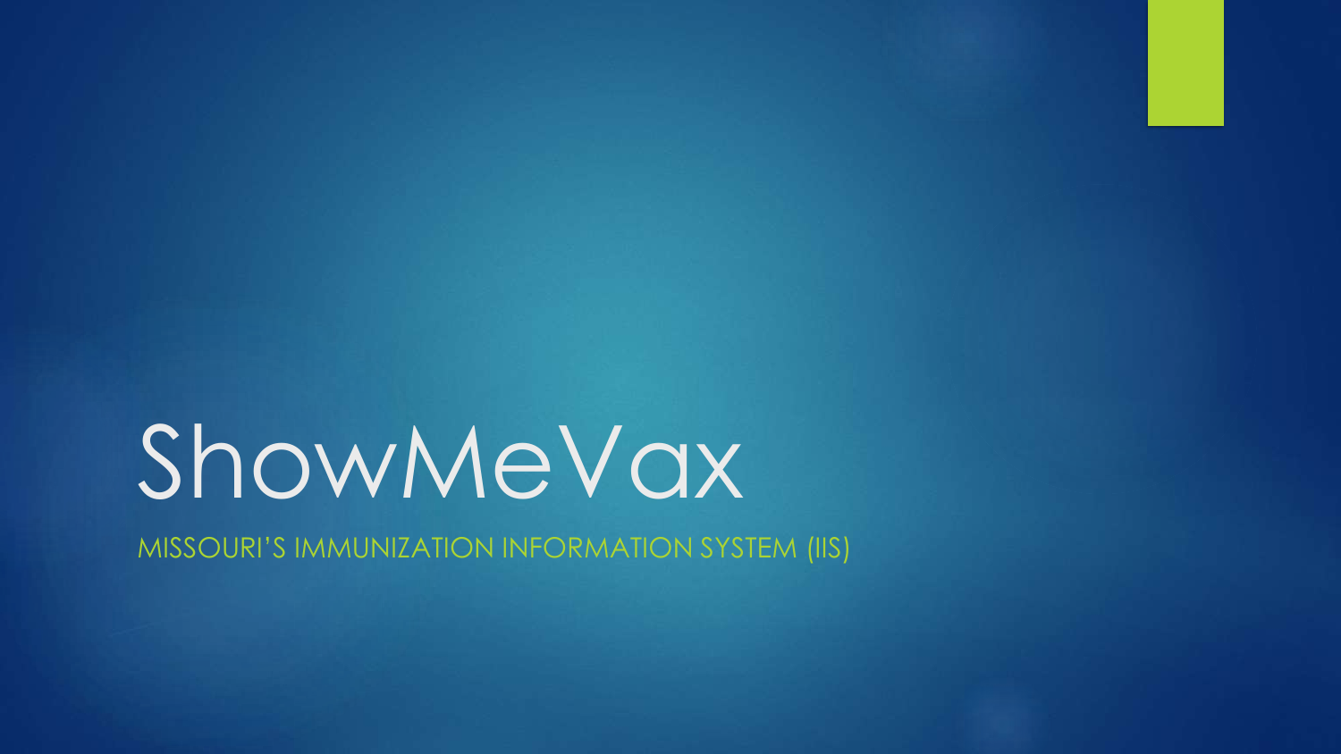# ShowMeVax

MISSOURI'S IMMUNIZATION INFORMATION SYSTEM (IIS)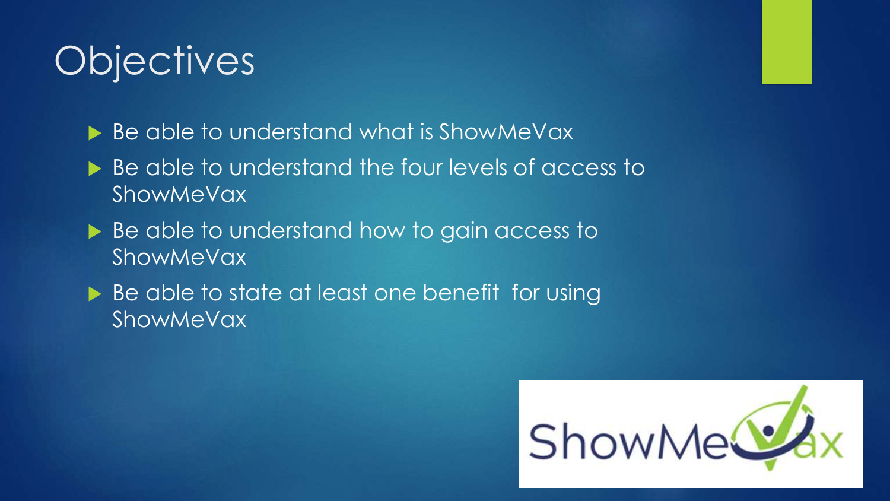# Objectives

- Be able to understand what is ShowMeVax
- Be able to understand the four levels of access to ShowMeVax
- Be able to understand how to gain access to ShowMeVax
- Be able to state at least one benefit for using ShowMeVax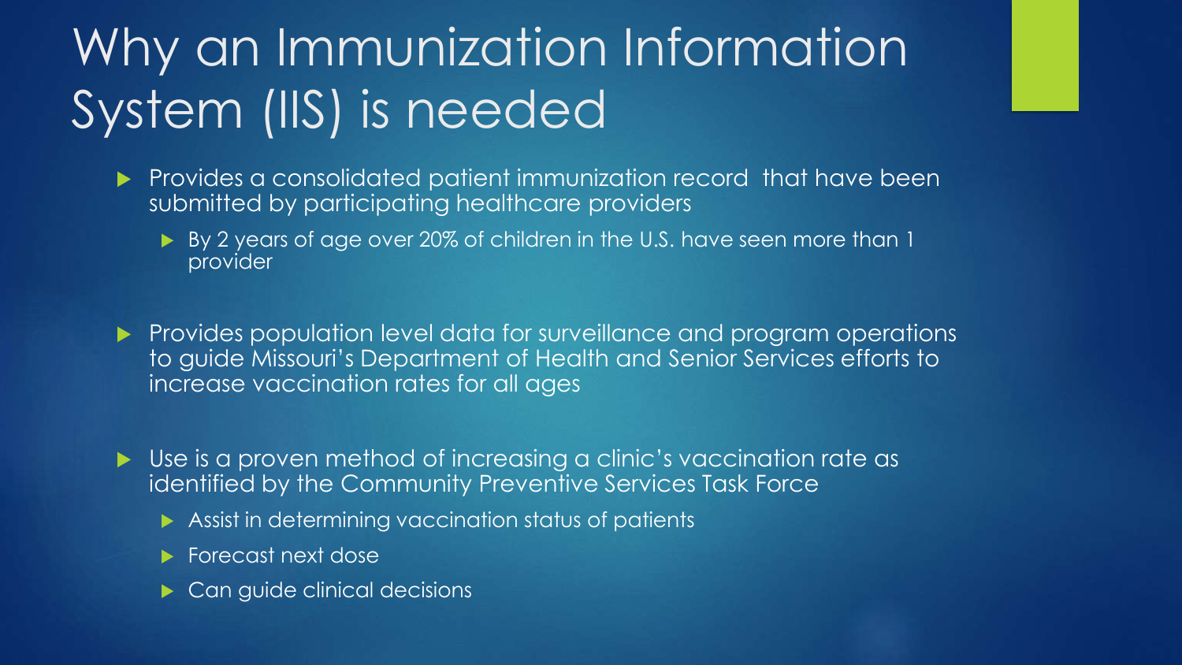# Why an Immunization Information System (IIS) is needed

- Provides a consolidated patient immunization record that have been submitted by participating healthcare providers
  - By 2 years of age over 20% of children in the U.S. have seen more than 1 provider
- Provides population level data for surveillance and program operations to guide Missouri's Department of Health and Senior Services efforts to increase vaccination rates for all ages
- Use is a proven method of increasing a clinic's vaccination rate as identified by the Community Preventive Services Task Force
  - Assist in determining vaccination status of patients
  - Forecast next dose
  - Can guide clinical decisions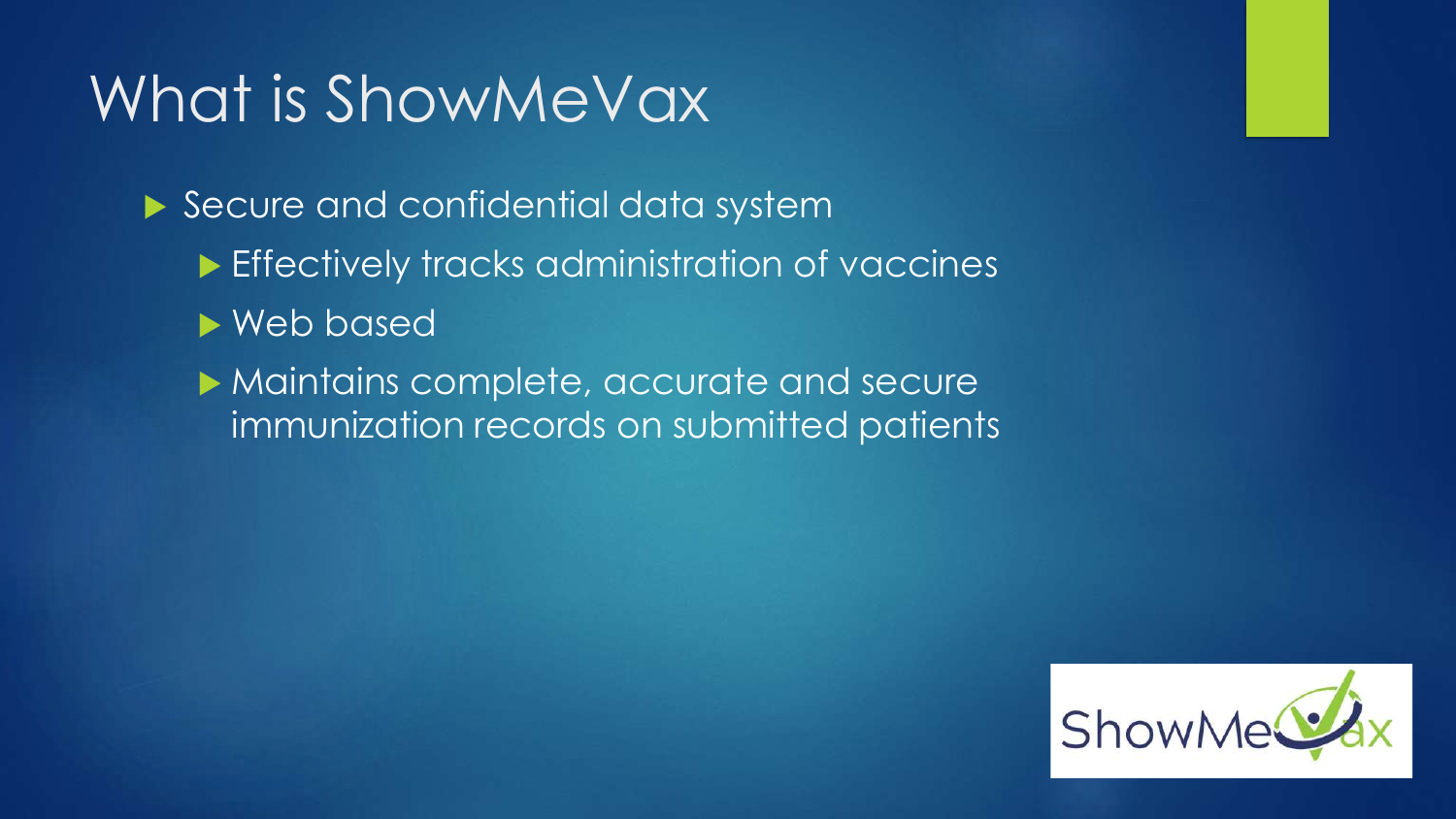# What is ShowMeVax

- Secure and confidential data system
  - Effectively tracks administration of vaccines
  - Web based
  - Maintains complete, accurate and secure immunization records on submitted patients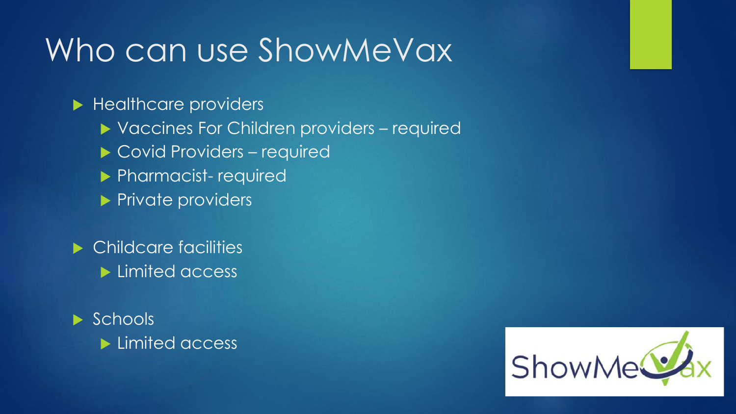# Who can use ShowMeVax

- Healthcare providers
  - Vaccines For Children providers – required
  - Covid Providers – required
  - Pharmacist- required
  - Private providers
- Childcare facilities
  - Limited access
- Schools
  - Limited access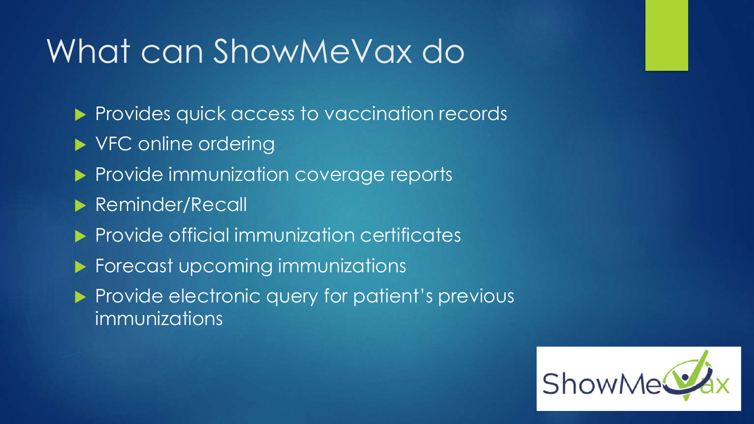# What can ShowMeVax do

- Provides quick access to vaccination records
- VFC online ordering
- Provide immunization coverage reports
- Reminder/Recall
- Provide official immunization certificates
- Forecast upcoming immunizations
- Provide electronic query for patient's previous immunizations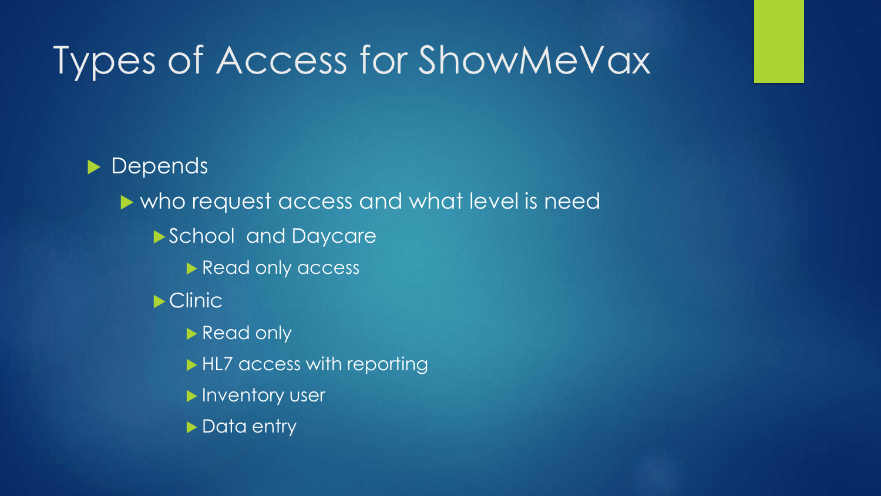# Types of Access for ShowMeVax

- Depends
  - who request access and what level is need
    - School  and Daycare
      - Read only access
    - Clinic
      - Read only
      - HL7 access with reporting
      - Inventory user
      - Data entry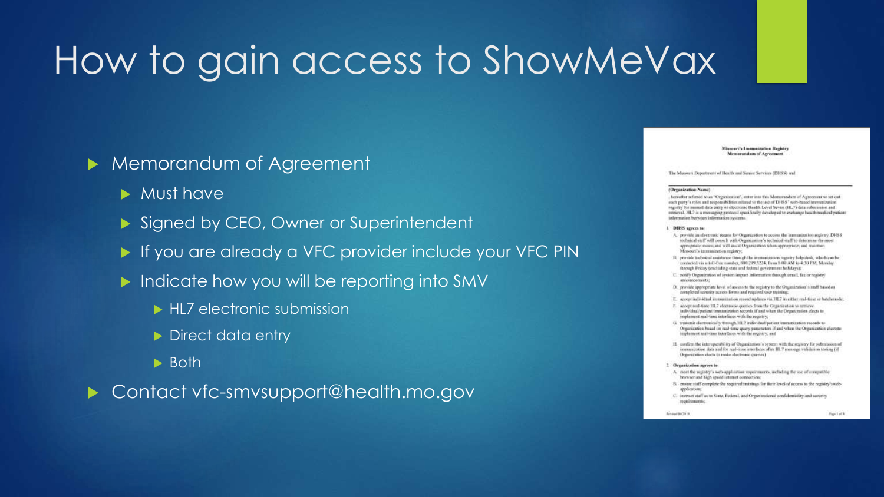# How to gain access to ShowMeVax

- Memorandum of Agreement
  - Must have
  - Signed by CEO, Owner or Superintendent
  - If you are already a VFC provider include your VFC PIN
  - Indicate how you will be reporting into SMV
    - HL7 electronic submission
    - Direct data entry
    - Both
- Contact vfc-smvsupport@health.mo.gov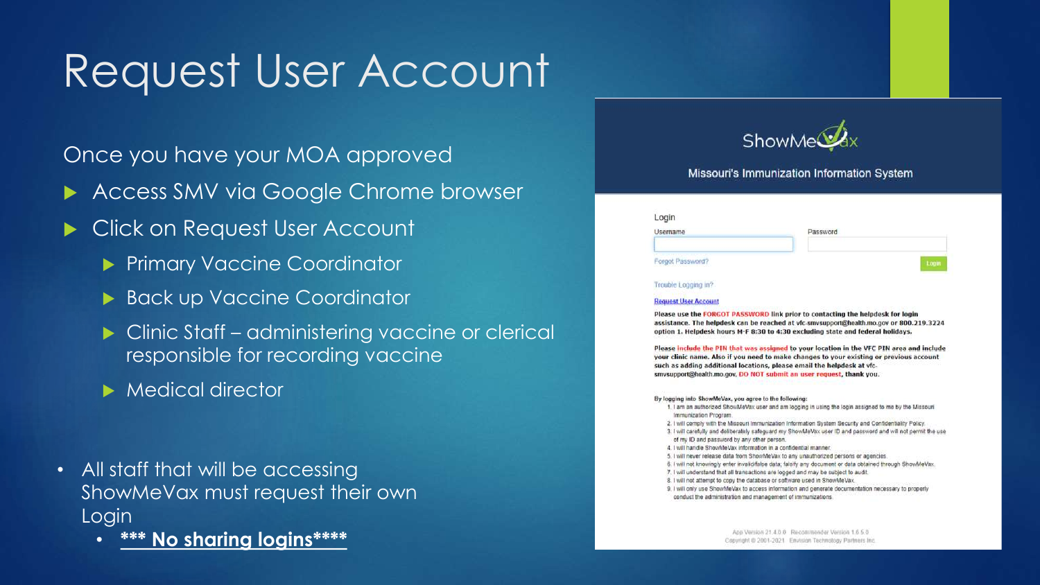# Request User Account

Once you have your MOA approved

- Access SMV via Google Chrome browser
- Click on Request User Account
  - Primary Vaccine Coordinator
  - Back up Vaccine Coordinator
  - Clinic Staff – administering vaccine or clerical responsible for recording vaccine
  - Medical director

- All staff that will be accessing ShowMeVax must request their own Login
  - ***<u>*** No sharing logins****</u>***

ShowMeVax

Missouri's Immunization Information System

Login

Username

Password

Forgot Password?

Login

Trouble Logging in?

Request User Account

**Please use the FORGOT PASSWORD link prior to contacting the helpdesk for login assistance. The helpdesk can be reached at vfc-smvsupport@health.mo.gov or 800.219.3224 option 1. Helpdesk hours M-F 8:30 to 4:30 excluding state and federal holidays.**

**Please include the PIN that was assigned to your location in the VFC PIN area and include your clinic name. Also if you need to make changes to your existing or previous account such as adding additional locations, please email the helpdesk at vfc-smvsupport@health.mo.gov. DO NOT submit an user request, thank you.**

By logging into ShowMeVax, you agree to the following:

1. I am an authorized ShowMeVax user and am logging in using the login assigned to me by the Missouri Immunization Program.
2. I will comply with the Missouri Immunization Information System Security and Confidentiality Policy.
3. I will carefully and deliberately safeguard my ShowMeVax user ID and password and will not permit the use of my ID and password by any other person.
4. I will handle ShowMeVax information in a confidential manner.
5. I will never release data from ShowMeVax to any unauthorized persons or agencies.
6. I will not knowingly enter invalid/false data; falsify any document or data obtained through ShowMeVax.
7. I will understand that all transactions are logged and may be subject to audit.
8. I will not attempt to copy the database or software used in ShowMeVax.
9. I will only use ShowMeVax to access information and generate documentation necessary to properly conduct the administration and management of immunizations.

App Version 21.4.0.0 Recommender Version 1.6.5.0
Copyright © 2001-2021 Envision Technology Partners Inc.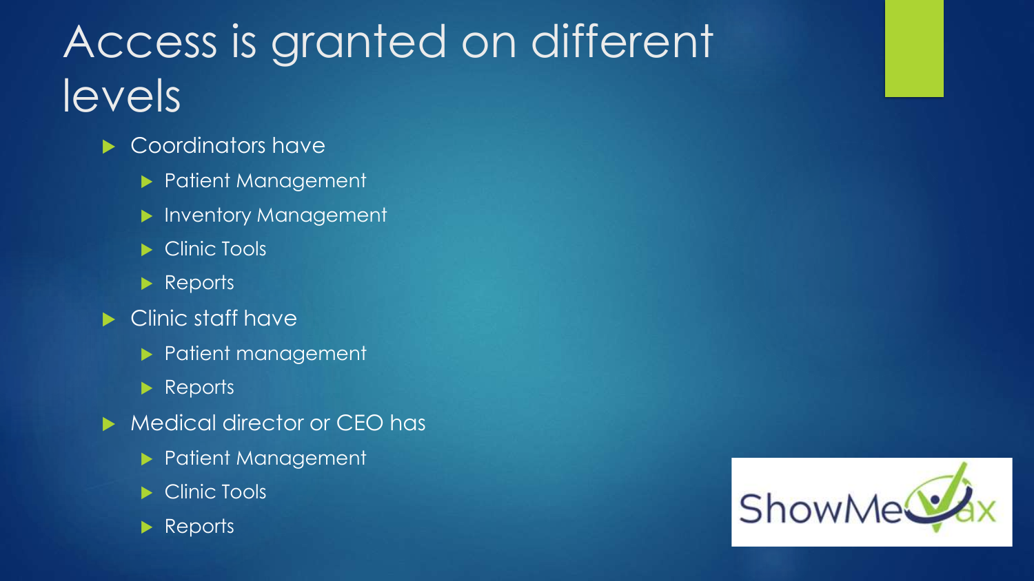# Access is granted on different levels

- Coordinators have
  - Patient Management
  - Inventory Management
  - Clinic Tools
  - Reports
- Clinic staff have
  - Patient management
  - Reports
- Medical director or CEO has
  - Patient Management
  - Clinic Tools
  - Reports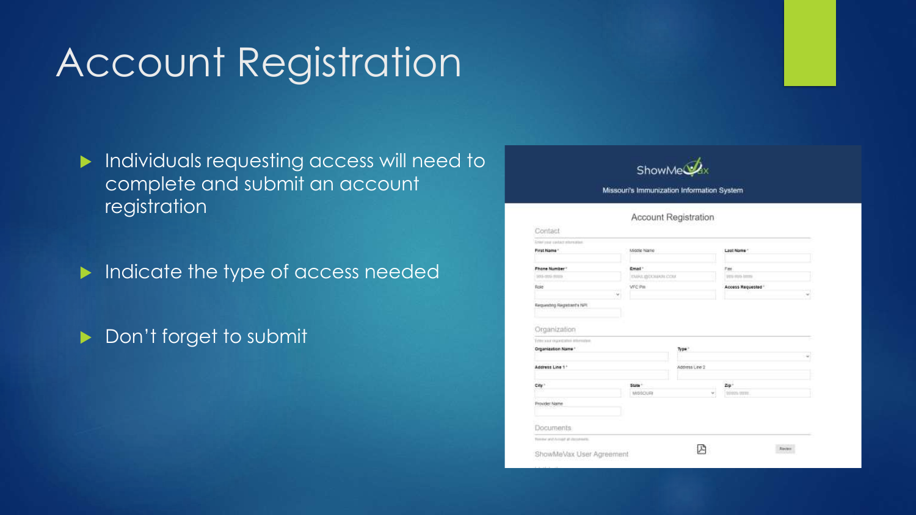# Account Registration

- Individuals requesting access will need to complete and submit an account registration
- Indicate the type of access needed
- Don't forget to submit

ShowMeVax

Missouri's Immunization Information System

Account Registration

Contact

First Name*
Middle Name
Last Name*
Phone Number*
Email*
Fax
Role
VFC Pin
Access Requested*
Requesting Registrant's NPI

Organization

Organization Name*
Type*
Address Line 1*
Address Line 2
City*
State*
MISSOURI
Zip*
Provider Name

Documents

ShowMeVax User Agreement
Review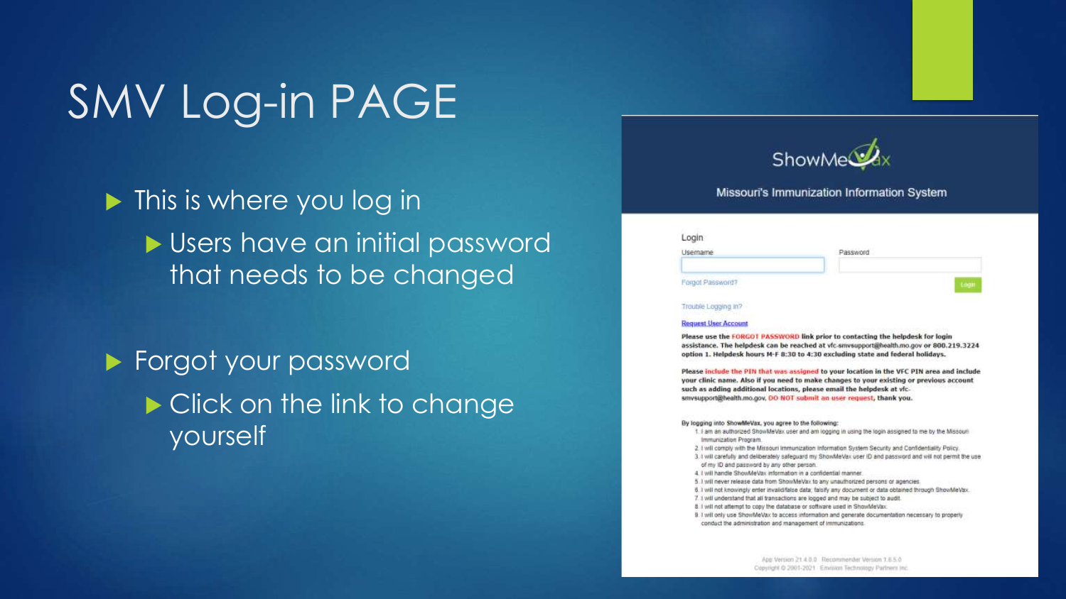# SMV Log-in PAGE

- This is where you log in
  - Users have an initial password that needs to be changed
- Forgot your password
  - Click on the link to change yourself

ShowMeVax

Missouri's Immunization Information System

Login

Username

Password

Forgot Password?

Login

Trouble Logging in?

Request User Account

**Please use the FORGOT PASSWORD link prior to contacting the helpdesk for login assistance. The helpdesk can be reached at vfc-smvsupport@health.mo.gov or 800.219.3224 option 1. Helpdesk hours M-F 8:30 to 4:30 excluding state and federal holidays.**

**Please include the PIN that was assigned to your location in the VFC PIN area and include your clinic name. Also if you need to make changes to your existing or previous account such as adding additional locations, please email the helpdesk at vfc-smvsupport@health.mo.gov, DO NOT submit an user request, thank you.**

By logging into ShowMeVax, you agree to the following:

1. I am an authorized ShowMeVax user and am logging in using the login assigned to me by the Missouri Immunization Program.
2. I will comply with the Missouri Immunization Information System Security and Confidentiality Policy.
3. I will carefully and deliberately safeguard my ShowMeVax user ID and password and will not permit the use of my ID and password by any other person.
4. I will handle ShowMeVax information in a confidential manner.
5. I will never release data from ShowMeVax to any unauthorized persons or agencies.
6. I will not knowingly enter invalid/false data; falsify any document or data obtained through ShowMeVax.
7. I will understand that all transactions are logged and may be subject to audit.
8. I will not attempt to copy the database or software used in ShowMeVax.
9. I will only use ShowMeVax to access information and generate documentation necessary to properly conduct the administration and management of immunizations.

App Version 21.4.0.0 Recommender Version 1.6.5.0
Copyright © 2001-2021 Envision Technology Partners Inc.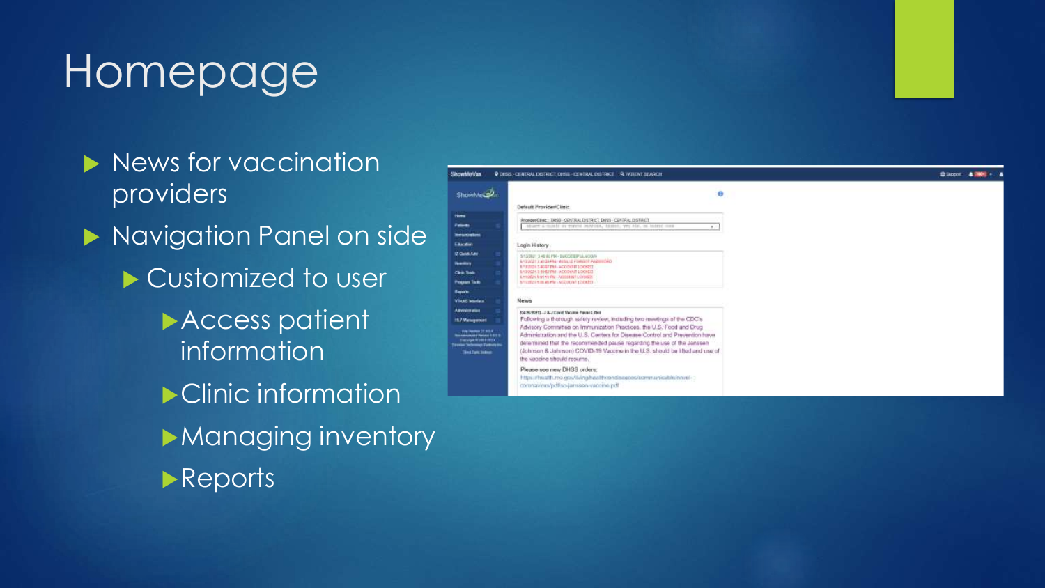# Homepage

- News for vaccination providers
- Navigation Panel on side
  - Customized to user
    - Access patient information
    - Clinic information
    - Managing inventory
    - Reports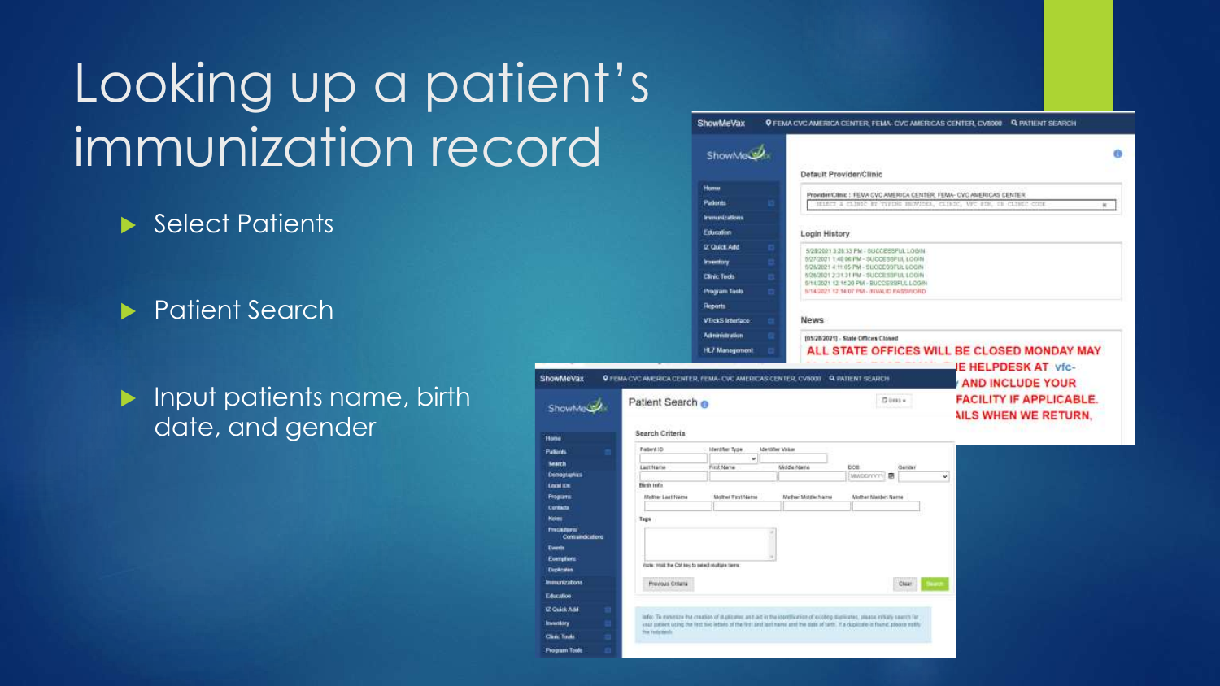# Looking up a patient's immunization record

- Select Patients
- Patient Search
- Input patients name, birth date, and gender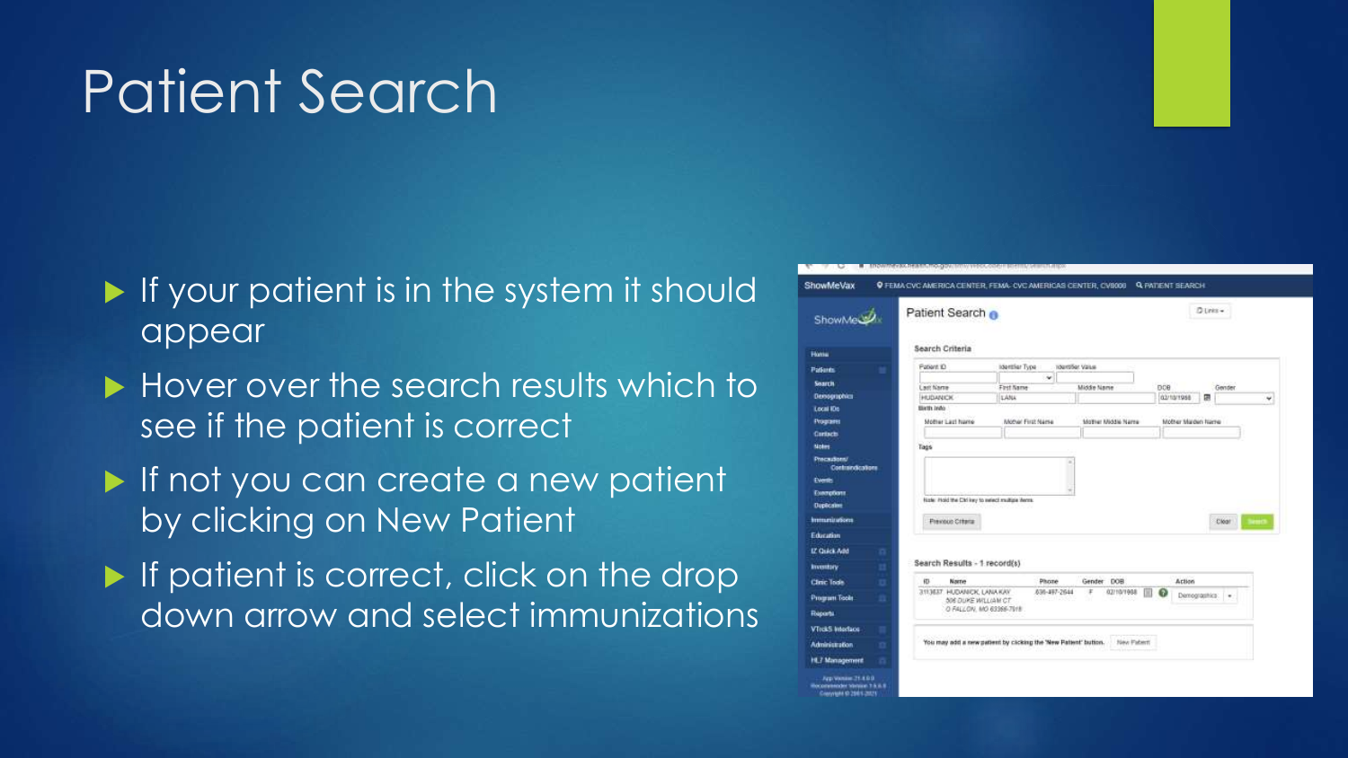# Patient Search

- If your patient is in the system it should appear
- Hover over the search results which to see if the patient is correct
- If not you can create a new patient by clicking on New Patient
- If patient is correct, click on the drop down arrow and select immunizations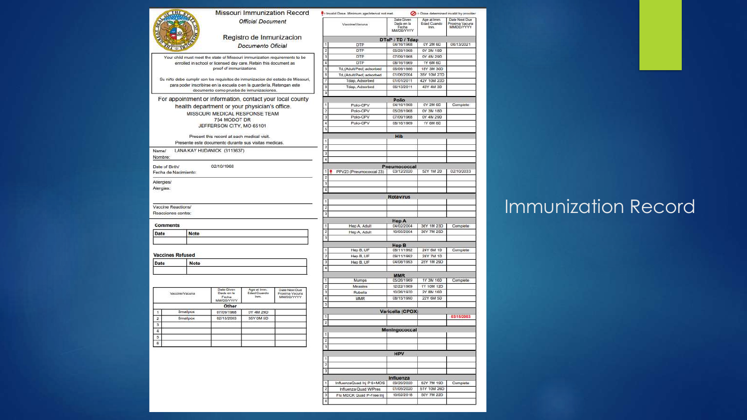# Immunization Record

## Missouri Immunization Record

*Official Document*

## Registro de Inmunizacion

*Documento Oficial*

Your child must meet the state of Missouri immunization requirements to be enrolled in school or licensed day care. Retain this document as proof of immunizations.

Su niño debe cumplir con los requisitos de inmunizacion del estado de Missouri, para poder inscribirse en la escuela o en la guarderia. Retengan este documento como prueba de inmunizaciones.

For appointment or information, contact your local county health department or your physician's office.

MISSOURI MEDICAL RESPONSE TEAM
734 MODOT DR
JEFFERSON CITY, MO 65101

Present this record at each medical visit.
Presente este documento durante sus visitas medicas.

Name/ Nombre: LANA KAY HUDANICK (3113637)

Date of Birth/ Fecha de Nacimiento: 02/10/1968

Allergies/ Alergias:

Vaccine Reactions/ Reacciones contra:

**Comments**

| Date | Note |
|---|---|
| | |

**Vaccines Refused**

| Date | Note |
|---|---|
| | |

| | Vaccine/Vacuna | Date Given Dada en la Fecha MM/DD/YYYY | Age at Imm. Edad Cuando Inm. | Date Next Due Proxima Vacuna MM/DD/YYYY |
|---|---|---|---|---|
| | **Other** | | | |
| 1 | Smallpox | 07/09/1968 | 0Y 4M 29D | |
| 2 | Smallpox | 02/15/2003 | 35Y 0M 5D | |
| 3 | | | | |
| 4 | | | | |
| 5 | | | | |
| 6 | | | | |

● = Invalid Dose. Minimum age/interval not met. ⊘ = Dose determined invalid by provider

| | Vaccine/Vacuna | Date Given Dada en la Fecha MM/DD/YYYY | Age at Imm. Edad Cuando Inm. | Date Next Due Proxima Vacuna MMDD/YYYY |
|---|---|---|---|---|
| | **DTaP / TD / Tdap** | | | |
| 1 | DTP | 04/16/1968 | 0Y 2M 6D | 06/13/2021 |
| 2 | DTP | 05/28/1968 | 0Y 3M 18D | |
| 3 | DTP | 07/09/1968 | 0Y 4M 29D | |
| 4 | DTP | 08/16/1969 | 1Y 6M 6D | |
| 5 | Td,(Adult/Ped) adsorbed | 06/09/1986 | 18Y 3M 30D | |
| 6 | Td,(Adult/Ped) adsorbed | 01/06/2004 | 35Y 10M 27D | |
| 7 | Tdap, Adsorbed | 01/01/2011 | 42Y 10M 22D | |
| 8 | Tdap, Adsorbed | 06/13/2011 | 43Y 4M 3D | |
| 9 | | | | |
| | **Polio** | | | |
| 1 | Polio-OPV | 04/16/1968 | 0Y 2M 6D | Complete |
| 2 | Polio-OPV | 05/28/1968 | 0Y 3M 18D | |
| 3 | Polio-OPV | 07/09/1968 | 0Y 4M 29D | |
| 4 | Polio-OPV | 08/16/1969 | 1Y 6M 6D | |
| 5 | | | | |
| | **Hib** | | | |
| 1 | | | | |
| 2 | | | | |
| 3 | | | | |
| 4 | | | | |
| | **Pneumococcal** | | | |
| 1 | ● PPV23 (Pneumococcal 23) | 03/12/2020 | 52Y 1M 2D | 02/10/2033 |
| 2 | | | | |
| 3 | | | | |
| 4 | | | | |
| | **Rotavirus** | | | |
| 1 | | | | |
| 2 | | | | |
| 3 | | | | |
| | **Hep A** | | | |
| 1 | Hep A, Adult | 04/02/2004 | 36Y 1M 23D | Complete |
| 2 | Hep A, Adult | 10/05/2004 | 36Y 7M 25D | |
| 3 | | | | |
| | **Hep B** | | | |
| 1 | Hep B, UF | 08/11/1992 | 24Y 6M 1D | Complete |
| 2 | Hep B, UF | 09/11/1992 | 24Y 7M 1D | |
| 3 | Hep B, UF | 04/08/1993 | 25Y 1M 29D | |
| 4 | | | | |
| | **MMR** | | | |
| 1 | Mumps | 05/26/1969 | 1Y 3M 16D | Complete |
| 2 | Measles | 12/22/1969 | 1Y 10M 12D | |
| 3 | Rubella | 10/26/1970 | 2Y 8M 16D | |
| 4 | MMR | 08/15/1990 | 22Y 6M 5D | |
| 5 | | | | |
| | **Varicella (CPOX)** | | | |
| 1 | | | | 03/15/2003 |
| 2 | | | | |
| | **Meningococcal** | | | |
| 1 | | | | |
| 2 | | | | |
| 3 | | | | |
| | **HPV** | | | |
| 1 | | | | |
| 2 | | | | |
| 3 | | | | |
| | **Influenza** | | | |
| 1 | InfluenzaQuad Inj P 6+MOS | 09/29/2020 | 52Y 7M 19D | Complete |
| 2 | Influenza Quad WPres | 01/05/2020 | 51Y 10M 26D | |
| 3 | Flu MDCK Quad P-Free Inj | 10/02/2018 | 50Y 7M 22D | |
| 4 | | | | |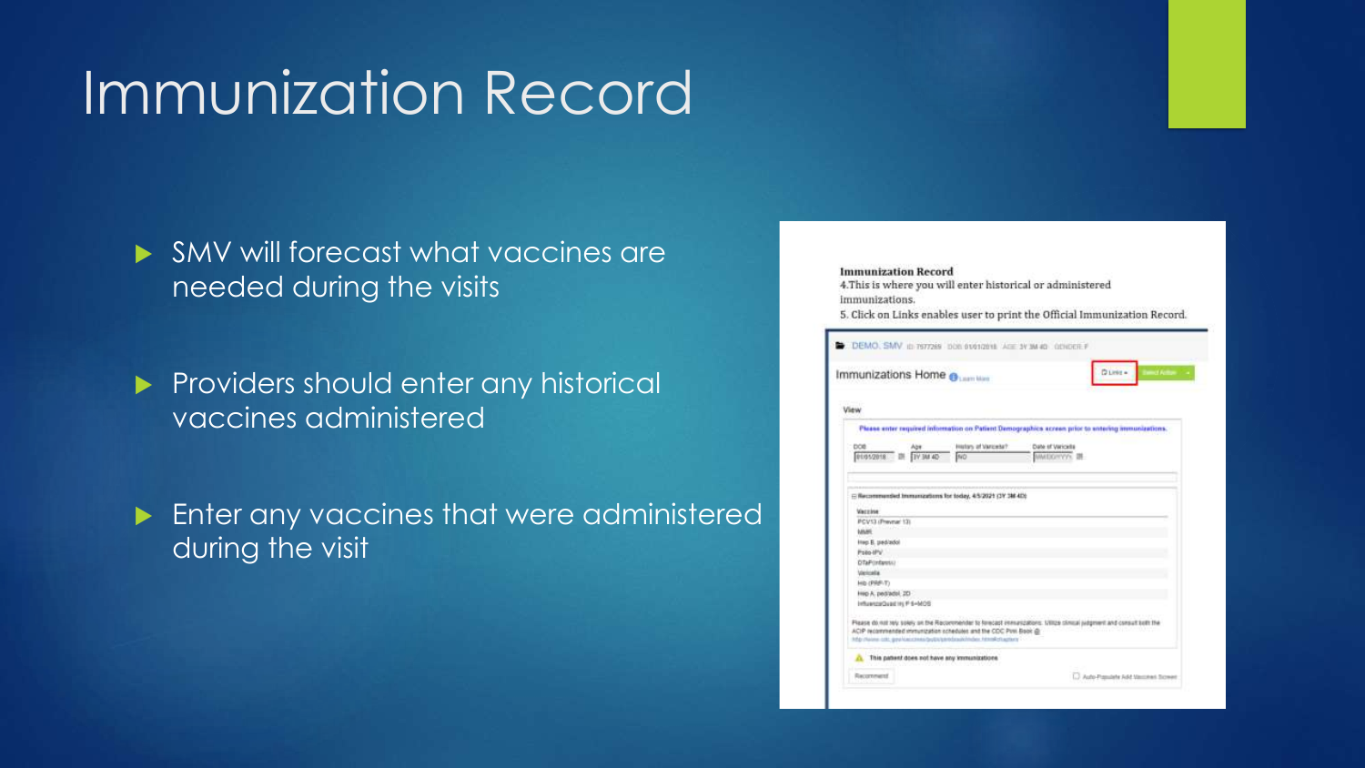# Immunization Record

- SMV will forecast what vaccines are needed during the visits
- Providers should enter any historical vaccines administered
- Enter any vaccines that were administered during the visit

**Immunization Record**

4.This is where you will enter historical or administered immunizations.

5. Click on Links enables user to print the Official Immunization Record.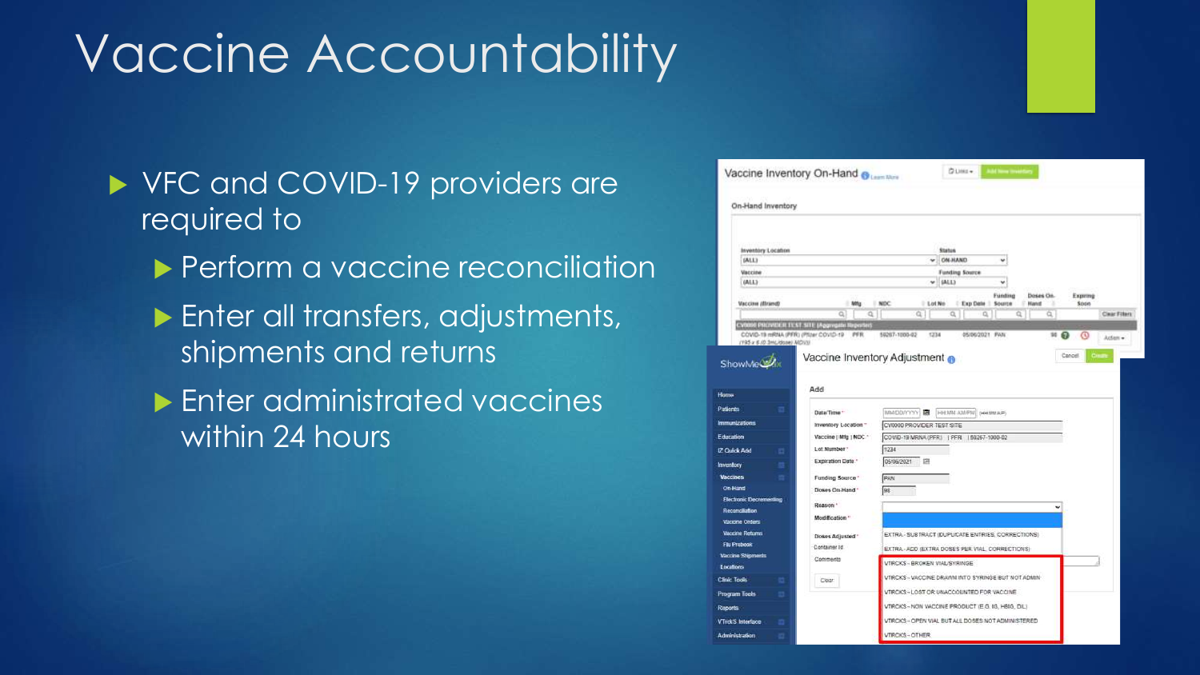# Vaccine Accountability

- VFC and COVID-19 providers are required to
  - Perform a vaccine reconciliation
  - Enter all transfers, adjustments, shipments and returns
  - Enter administrated vaccines within 24 hours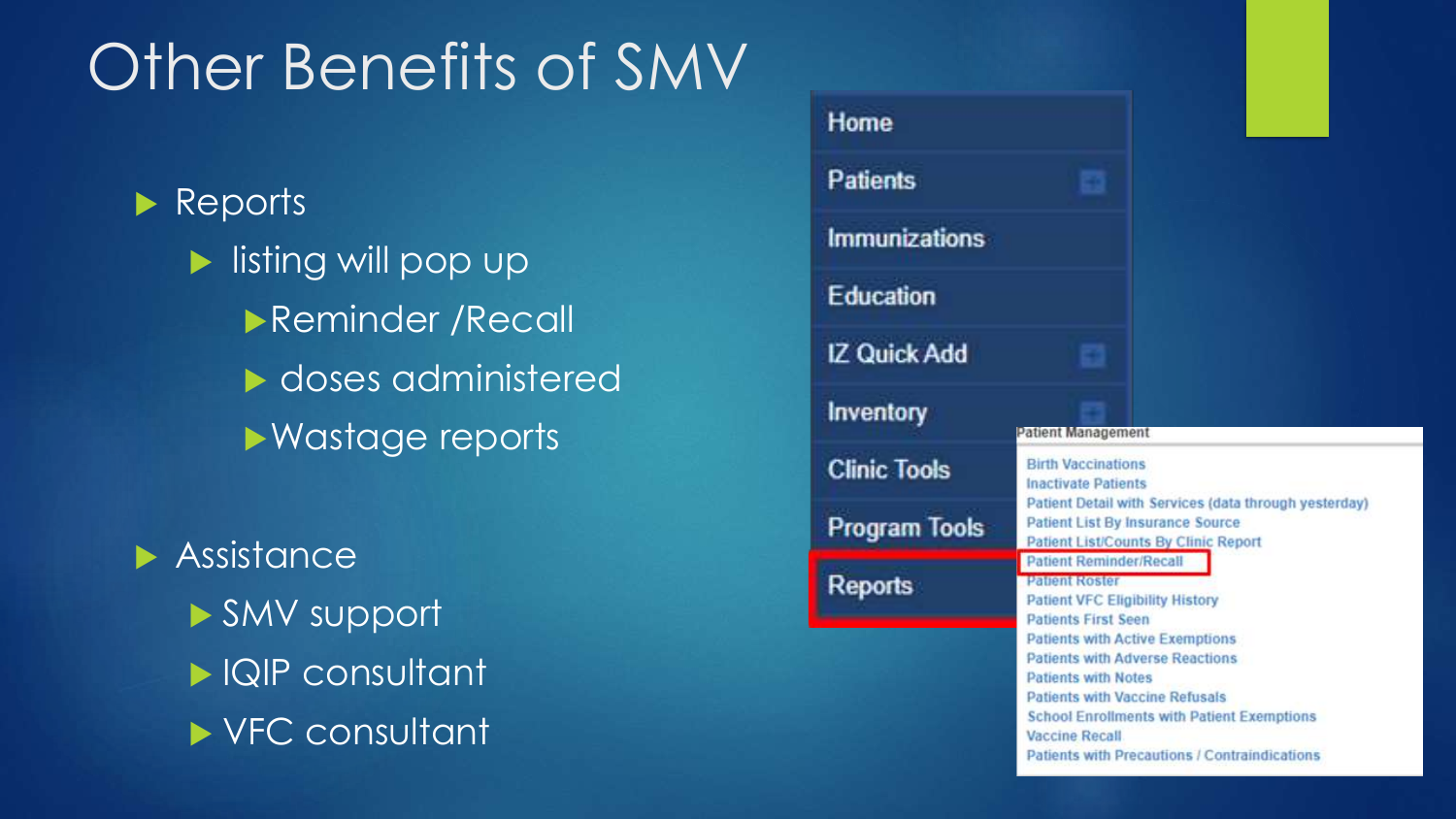# Other Benefits of SMV

- Reports
  - listing will pop up
    - Reminder /Recall
    - doses administered
    - Wastage reports
- Assistance
  - SMV support
  - IQIP consultant
  - VFC consultant

Home
Patients
Immunizations
Education
IZ Quick Add
Inventory
Clinic Tools
Program Tools
Reports

Patient Management

- Birth Vaccinations
- Inactivate Patients
- Patient Detail with Services (data through yesterday)
- Patient List By Insurance Source
- Patient List/Counts By Clinic Report
- Patient Reminder/Recall
- Patient Roster
- Patient VFC Eligibility History
- Patients First Seen
- Patients with Active Exemptions
- Patients with Adverse Reactions
- Patients with Notes
- Patients with Vaccine Refusals
- School Enrollments with Patient Exemptions
- Vaccine Recall
- Patients with Precautions / Contraindications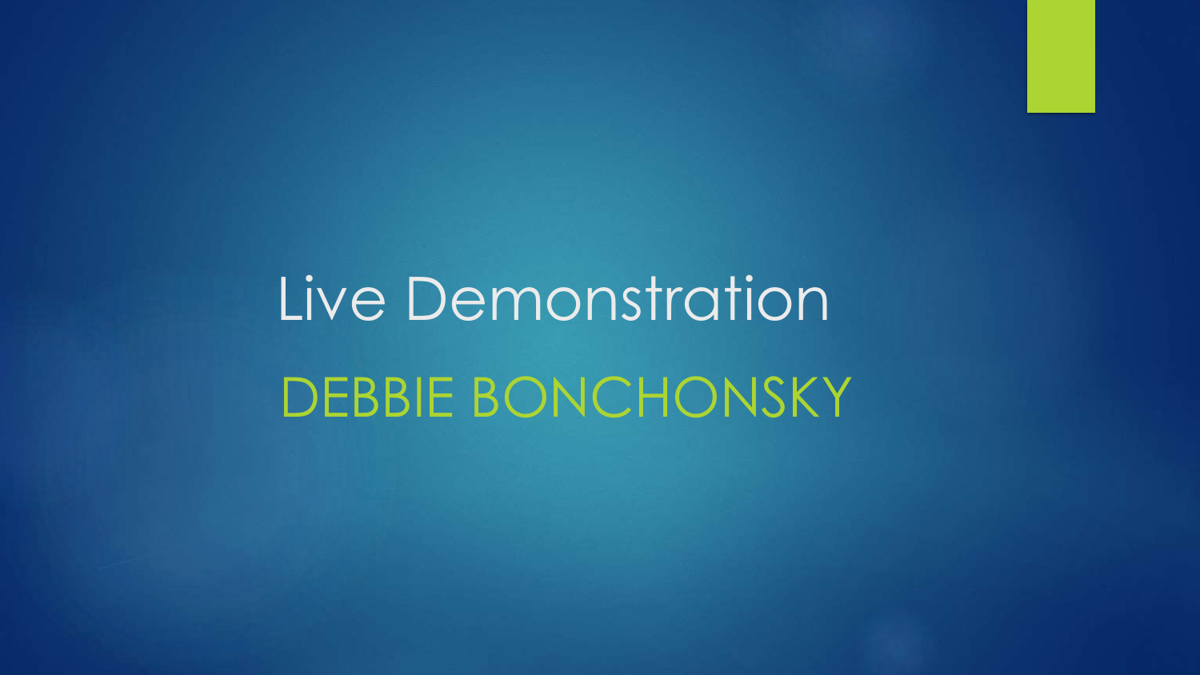# Live Demonstration

## DEBBIE BONCHONSKY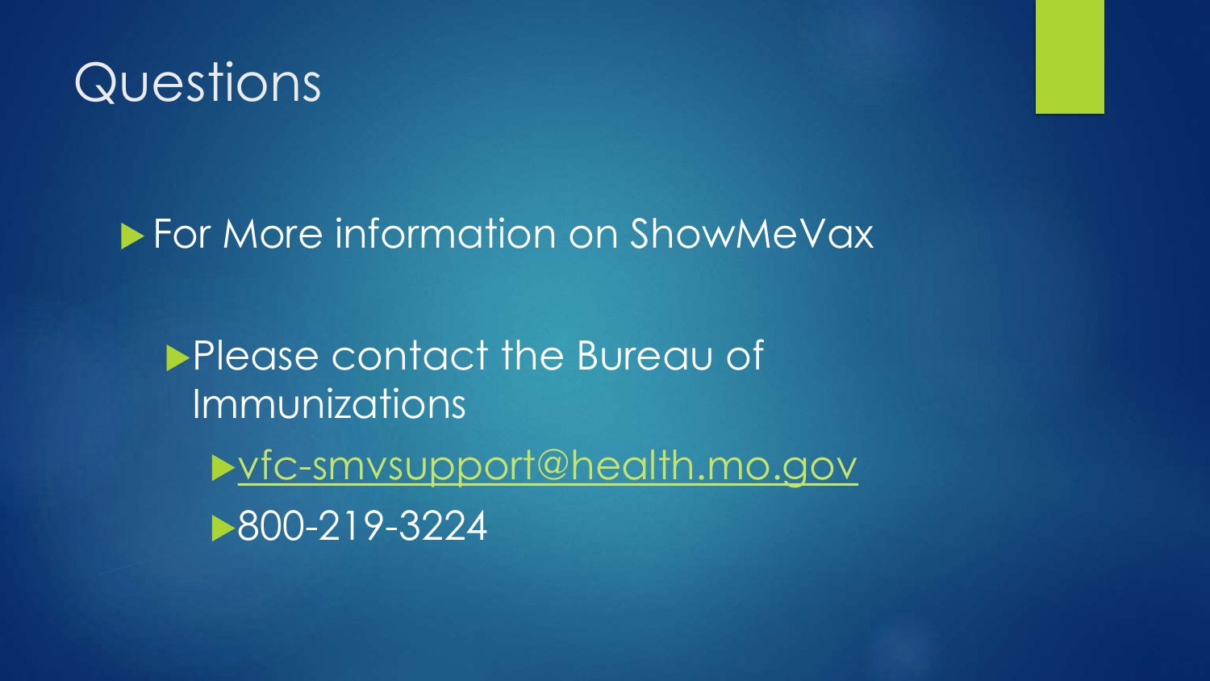# Questions

- For More information on ShowMeVax
  - Please contact the Bureau of Immunizations
    - vfc-smvsupport@health.mo.gov
    - 800-219-3224